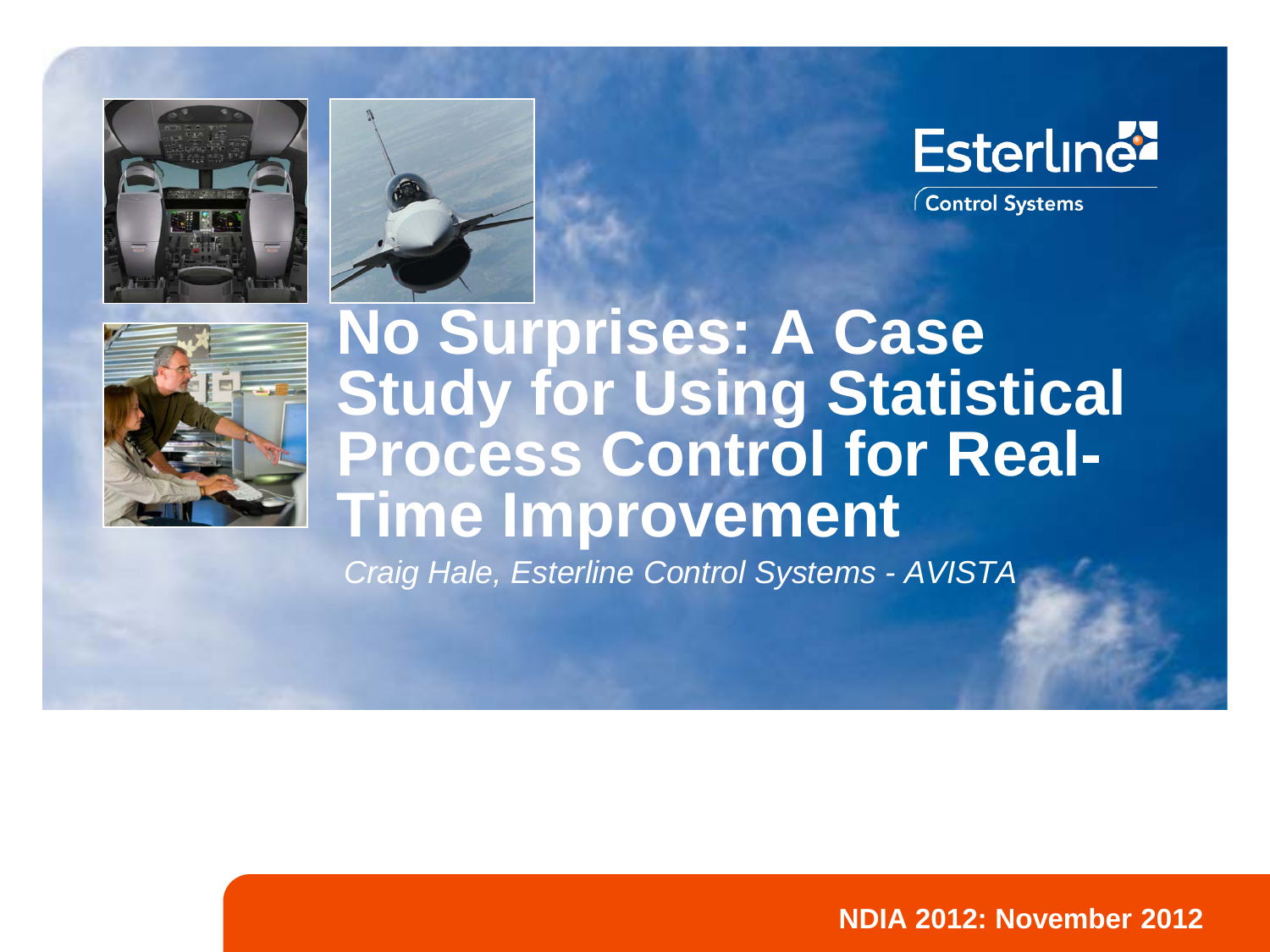Esterline Control Systems

# No Surprises: A Case Study for Using Statistical Process Control for Real-Time Improvement

*Craig Hale, Esterline Control Systems - AVISTA*

**NDIA 2012: November 2012**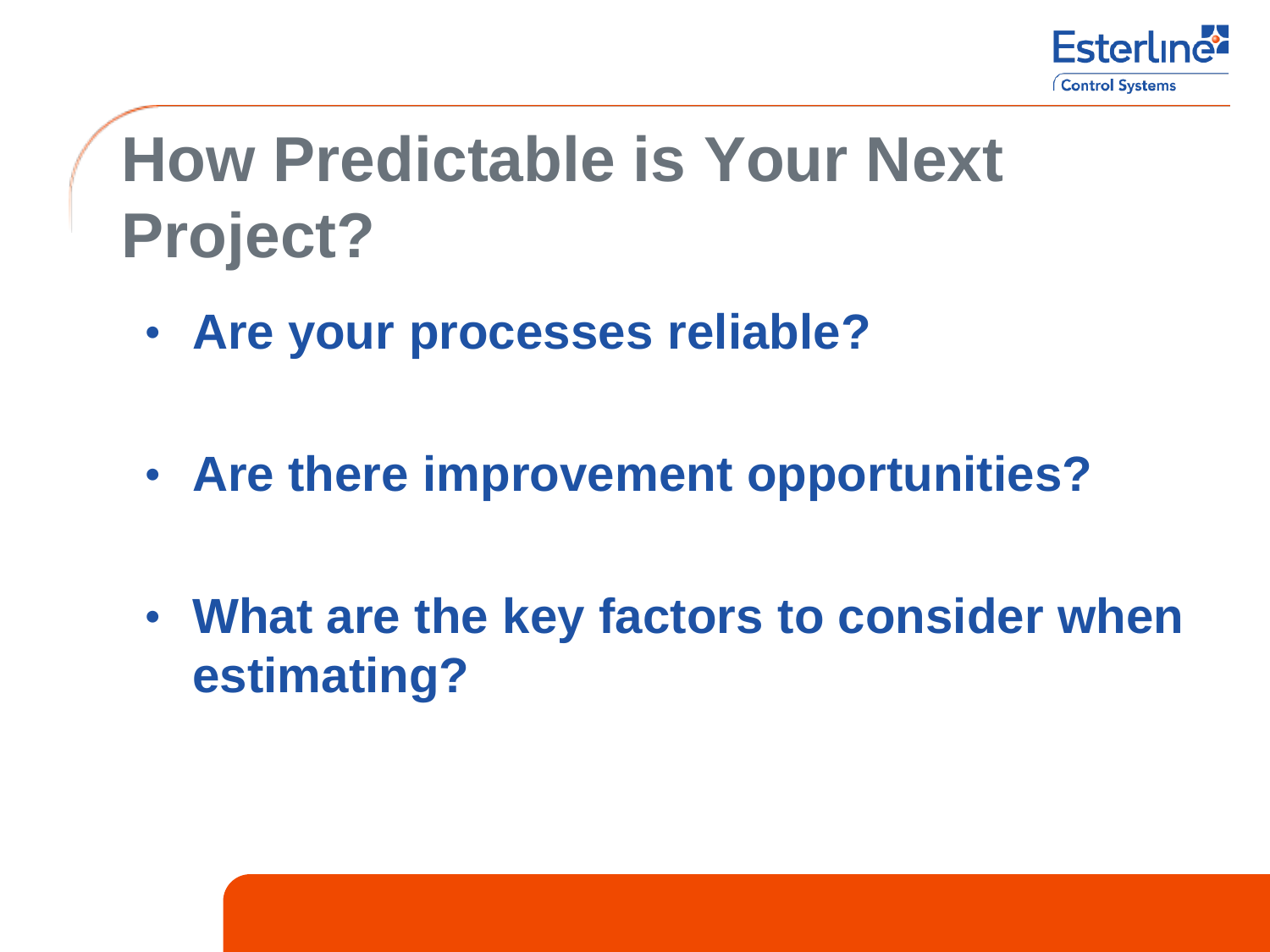# How Predictable is Your Next Project?

- **Are your processes reliable?**
- **Are there improvement opportunities?**
- **What are the key factors to consider when estimating?**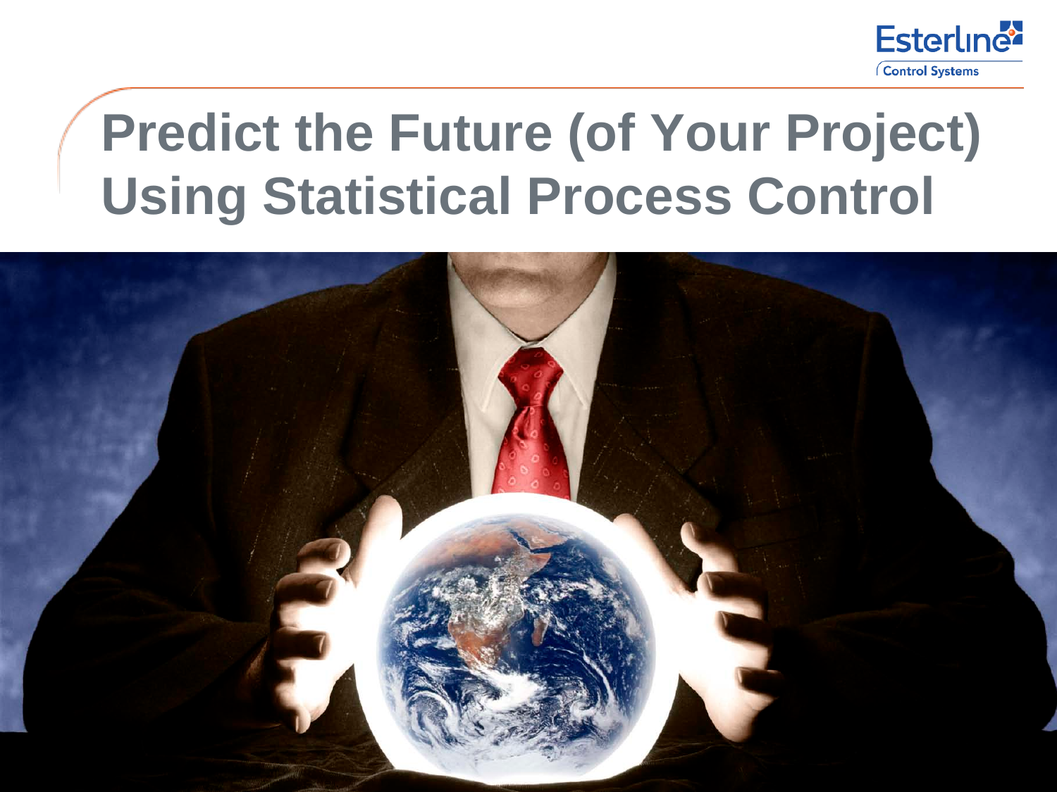# Predict the Future (of Your Project) Using Statistical Process Control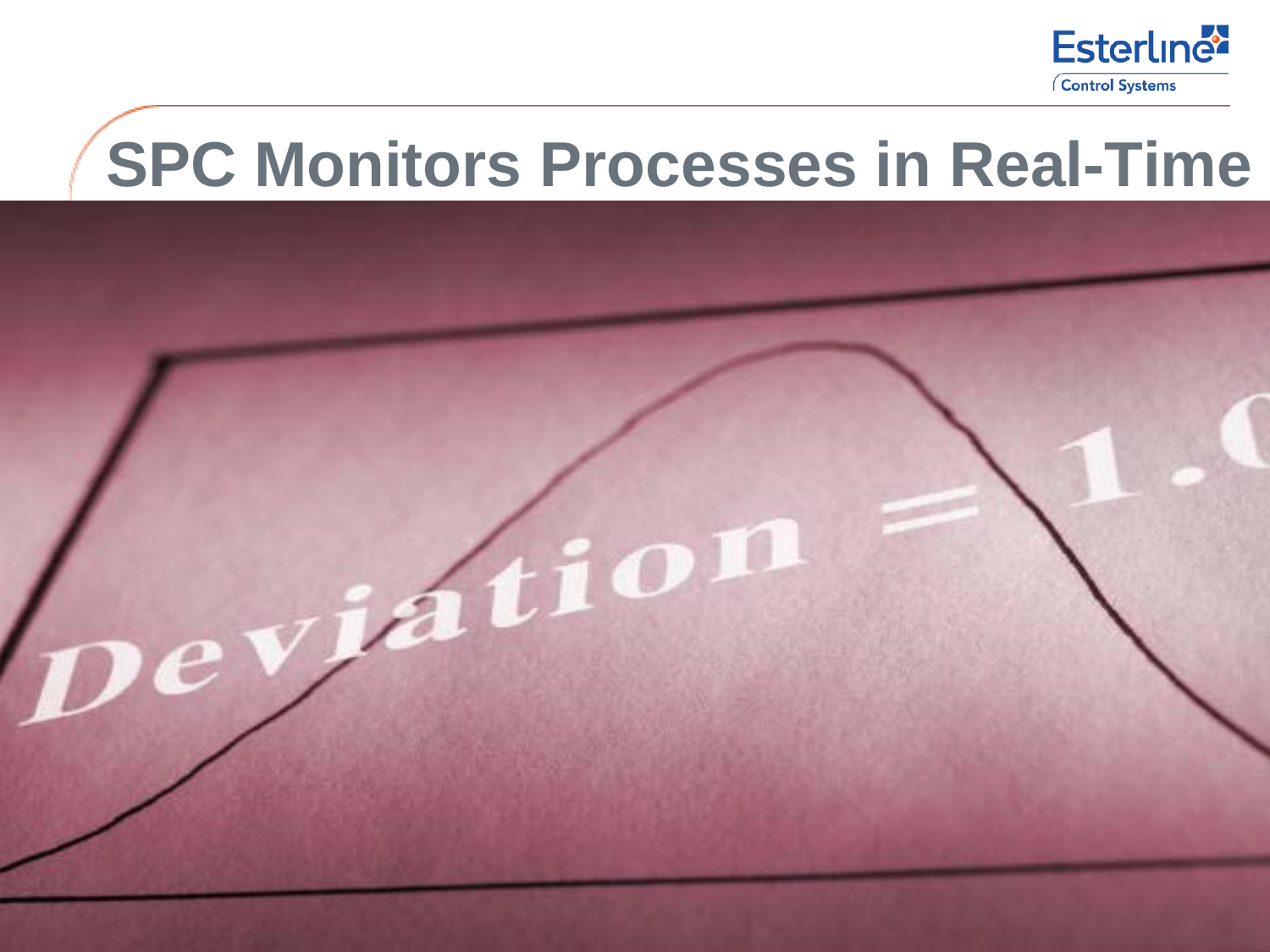# SPC Monitors Processes in Real-Time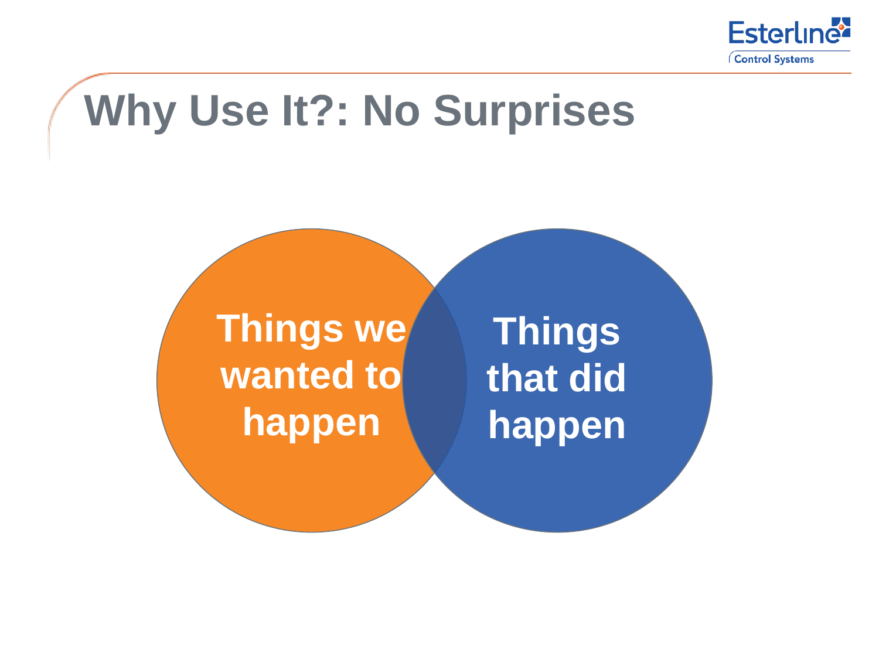# Why Use It?: No Surprises

Things we wanted to happen

Things that did happen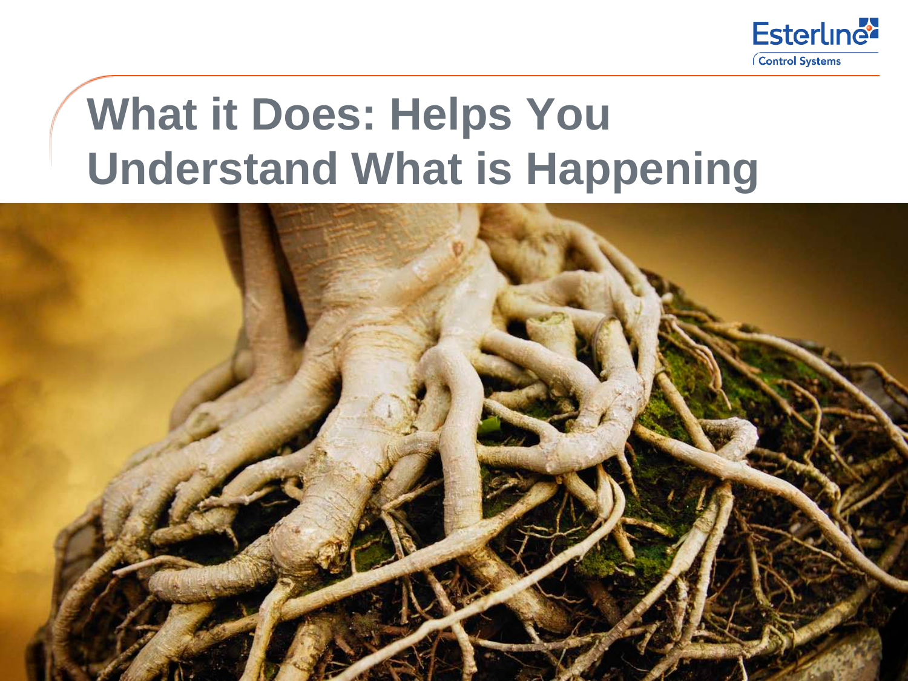# What it Does: Helps You Understand What is Happening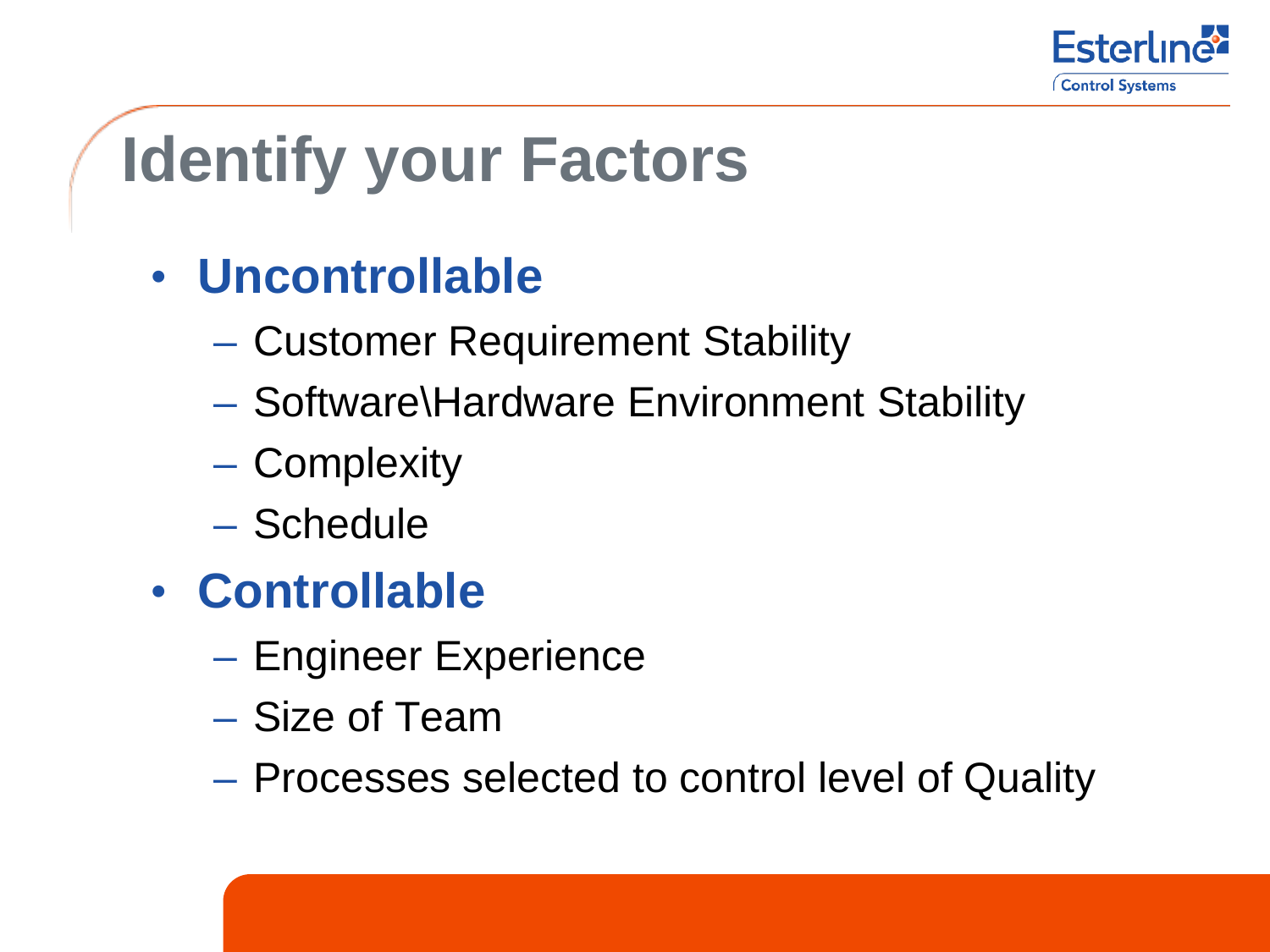# Identify your Factors

- **Uncontrollable**
  - Customer Requirement Stability
  - Software\Hardware Environment Stability
  - Complexity
  - Schedule
- **Controllable**
  - Engineer Experience
  - Size of Team
  - Processes selected to control level of Quality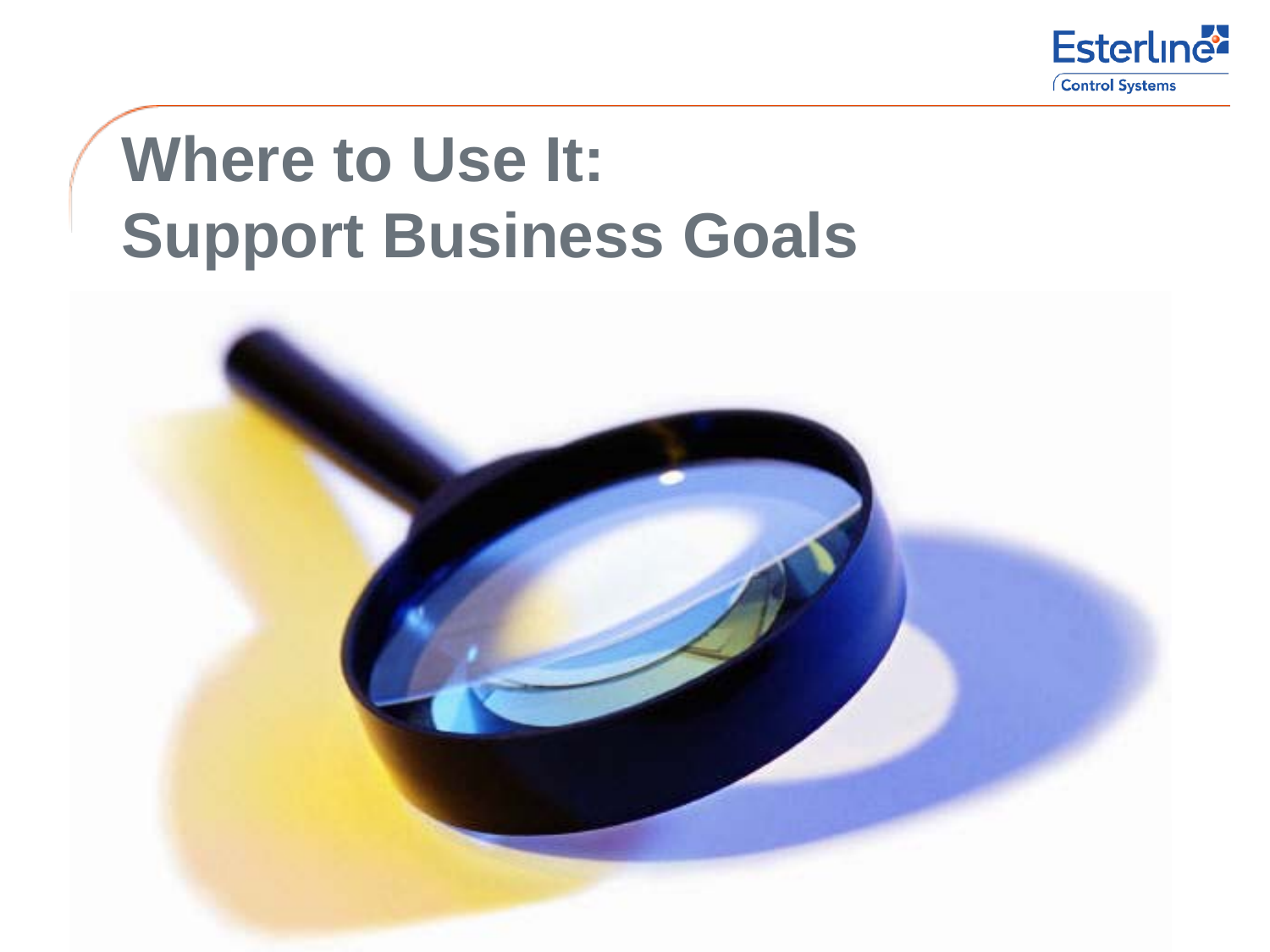# Where to Use It: Support Business Goals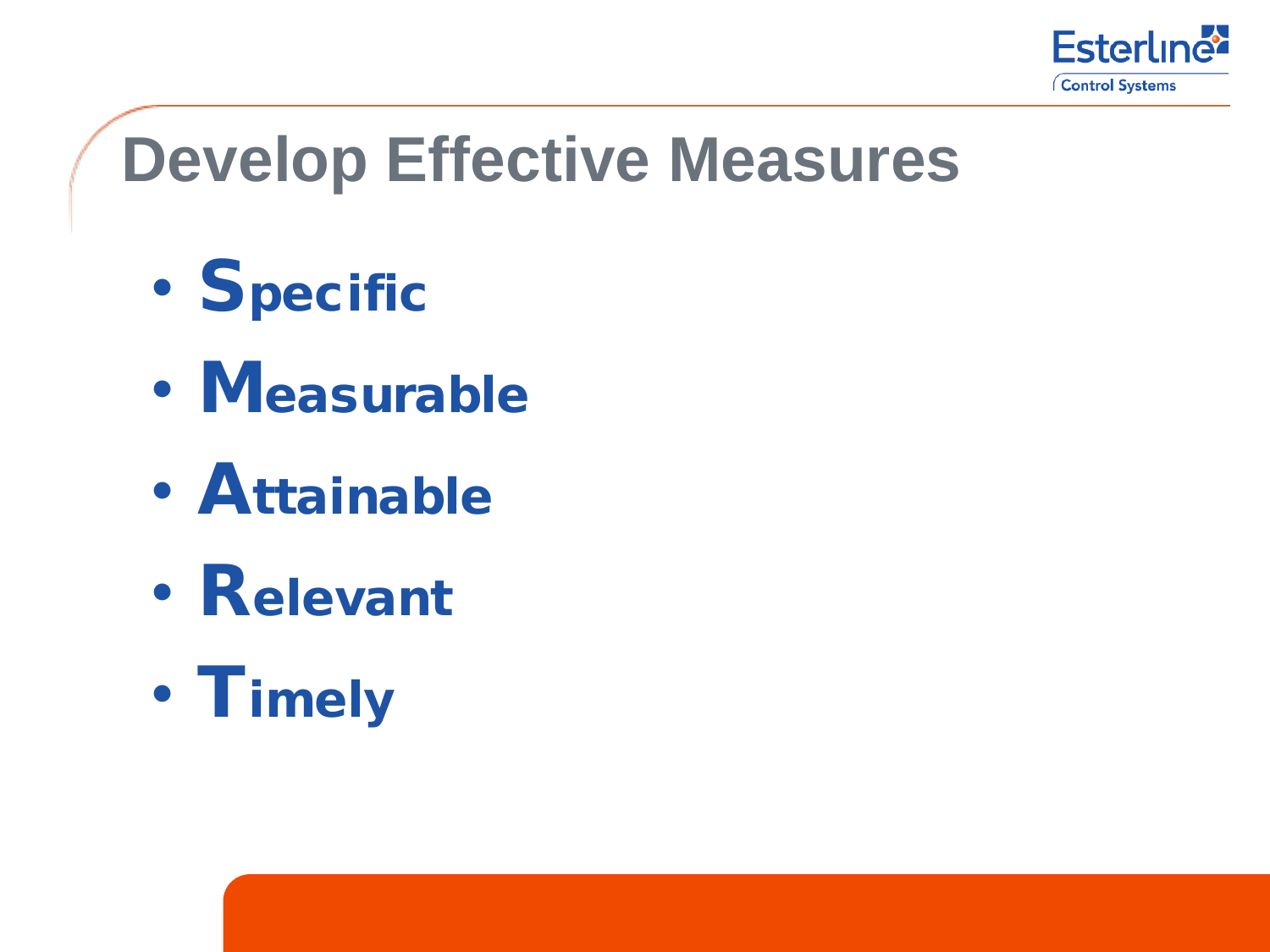# Develop Effective Measures

- **Specific**
- **Measurable**
- **Attainable**
- **Relevant**
- **Timely**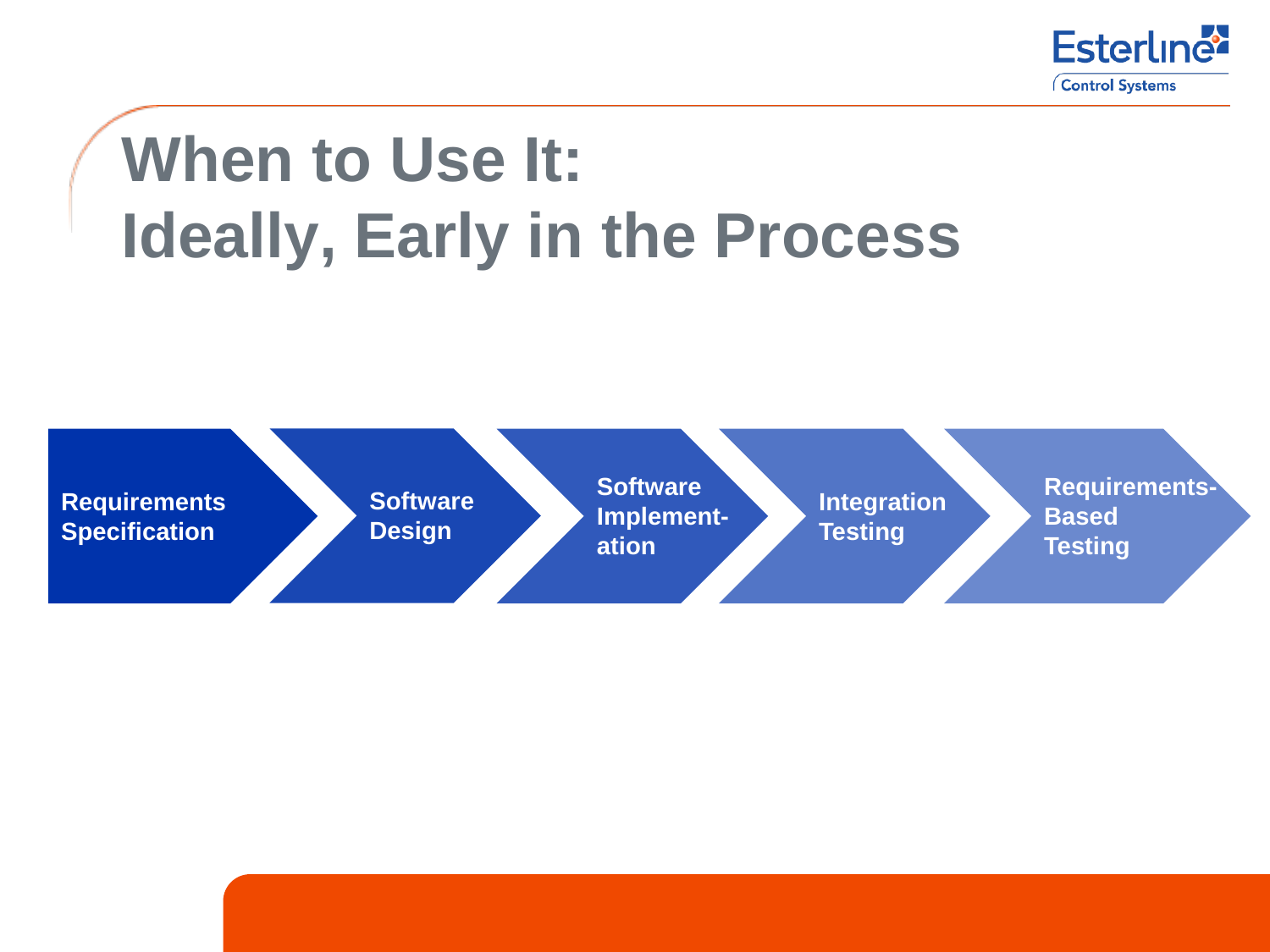# When to Use It: Ideally, Early in the Process

- Requirements Specification
- Software Design
- Software Implement-ation
- Integration Testing
- Requirements-Based Testing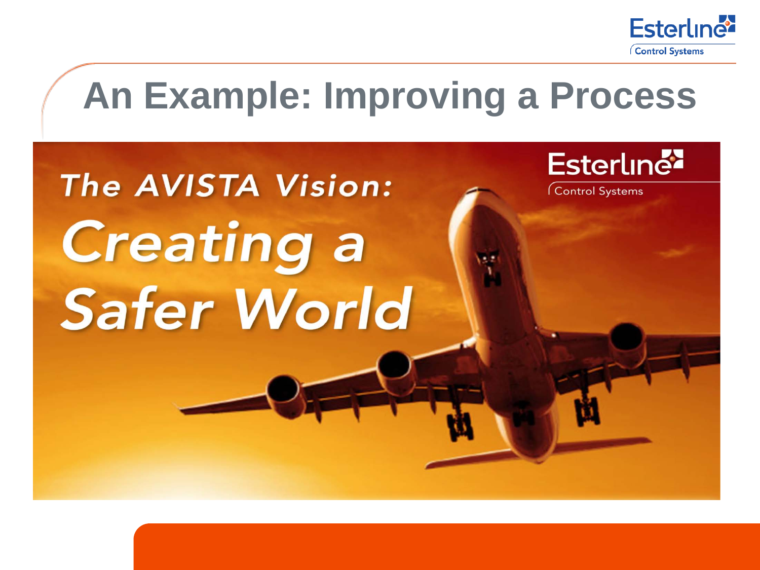# An Example: Improving a Process

The AVISTA Vision:

Creating a Safer World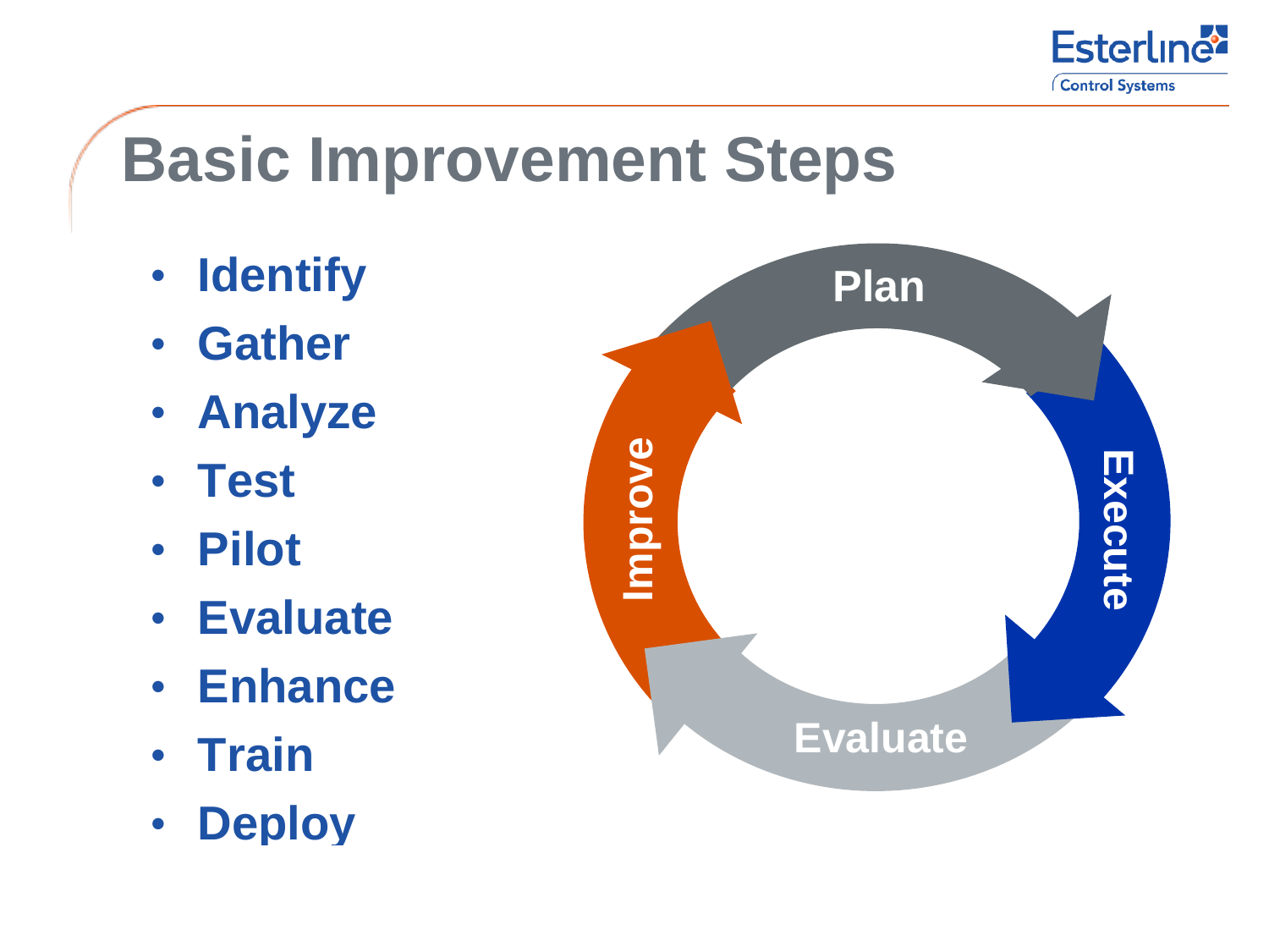# Basic Improvement Steps

- Identify
- Gather
- Analyze
- Test
- Pilot
- Evaluate
- Enhance
- Train
- Deploy

Plan

Execute

Evaluate

Improve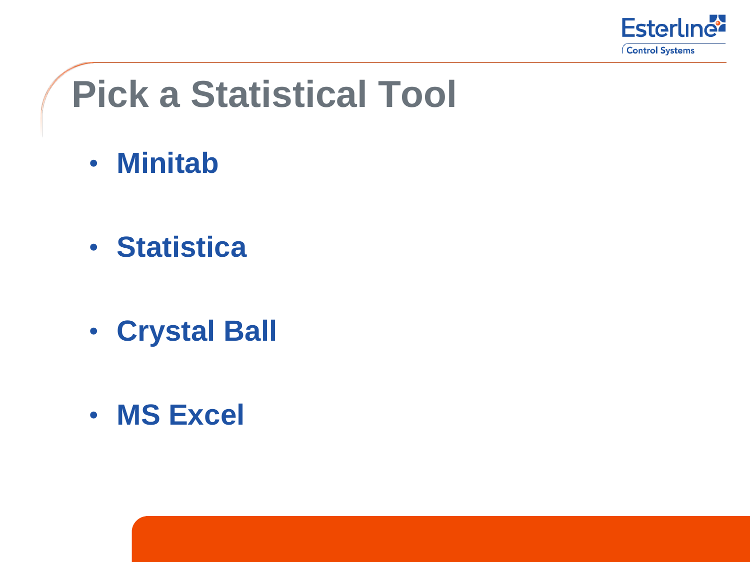# Pick a Statistical Tool

- **Minitab**
- **Statistica**
- **Crystal Ball**
- **MS Excel**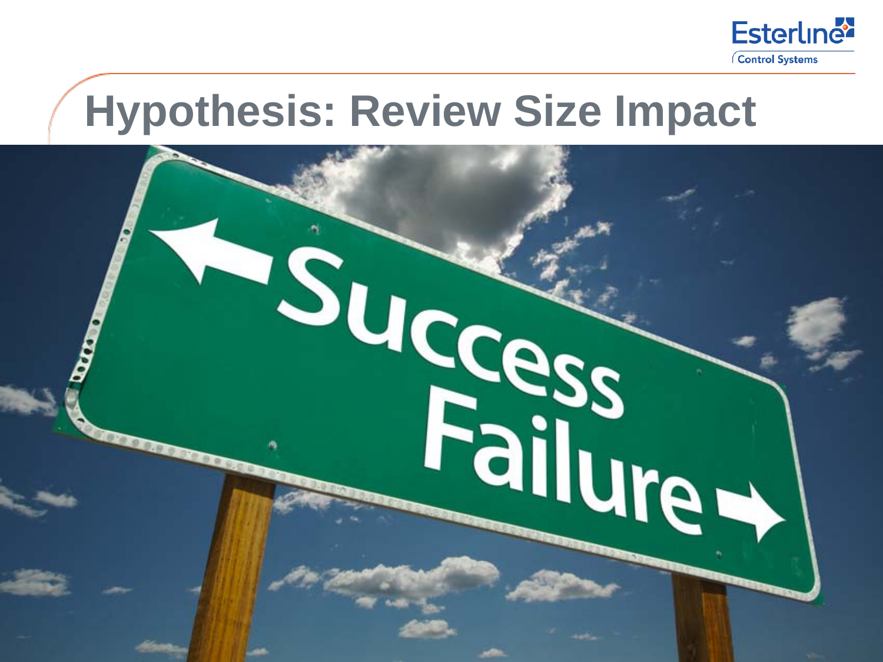# Hypothesis: Review Size Impact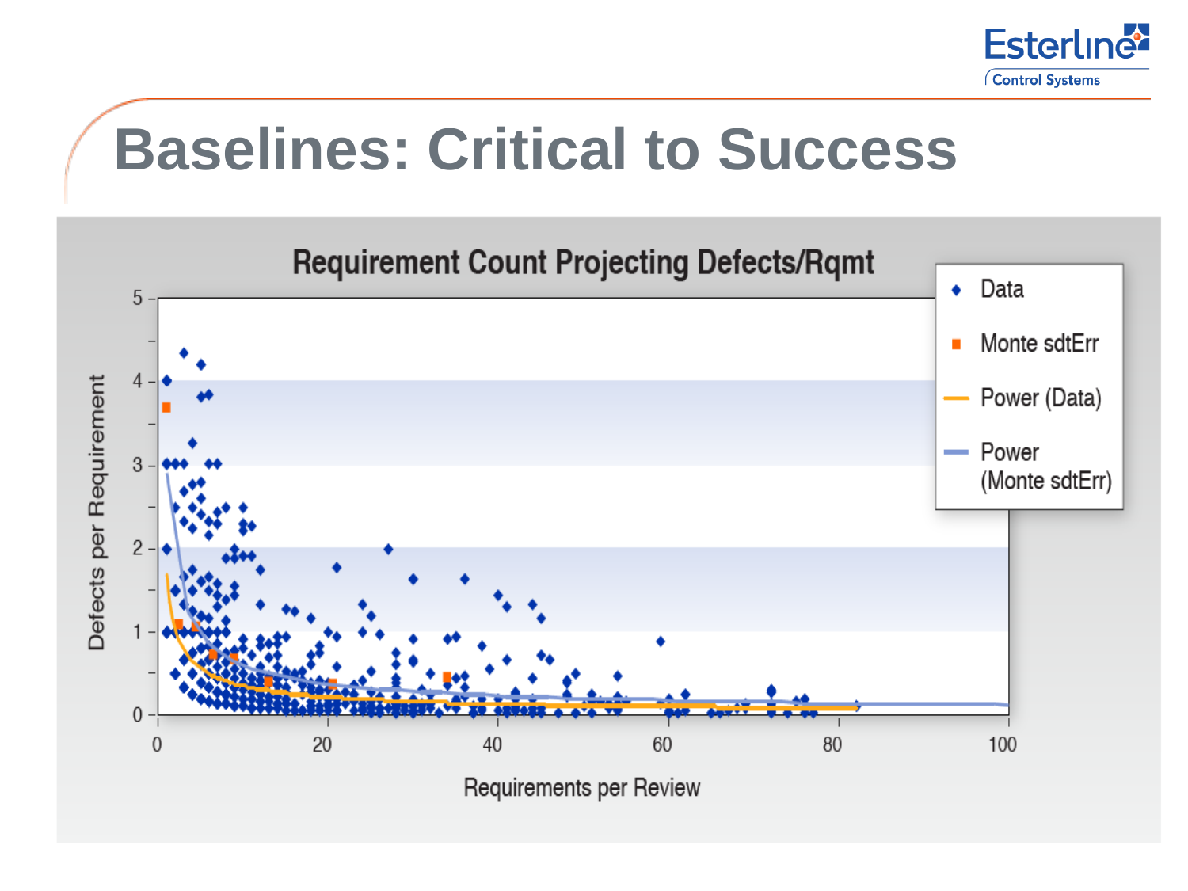# Baselines: Critical to Success

Requirement Count Projecting Defects/Rqmt

Defects per Requirement

5
4
3
2
1
0

0
20
40
60
80
100

Requirements per Review

Data

Monte sdtErr

Power (Data)

Power (Monte sdtErr)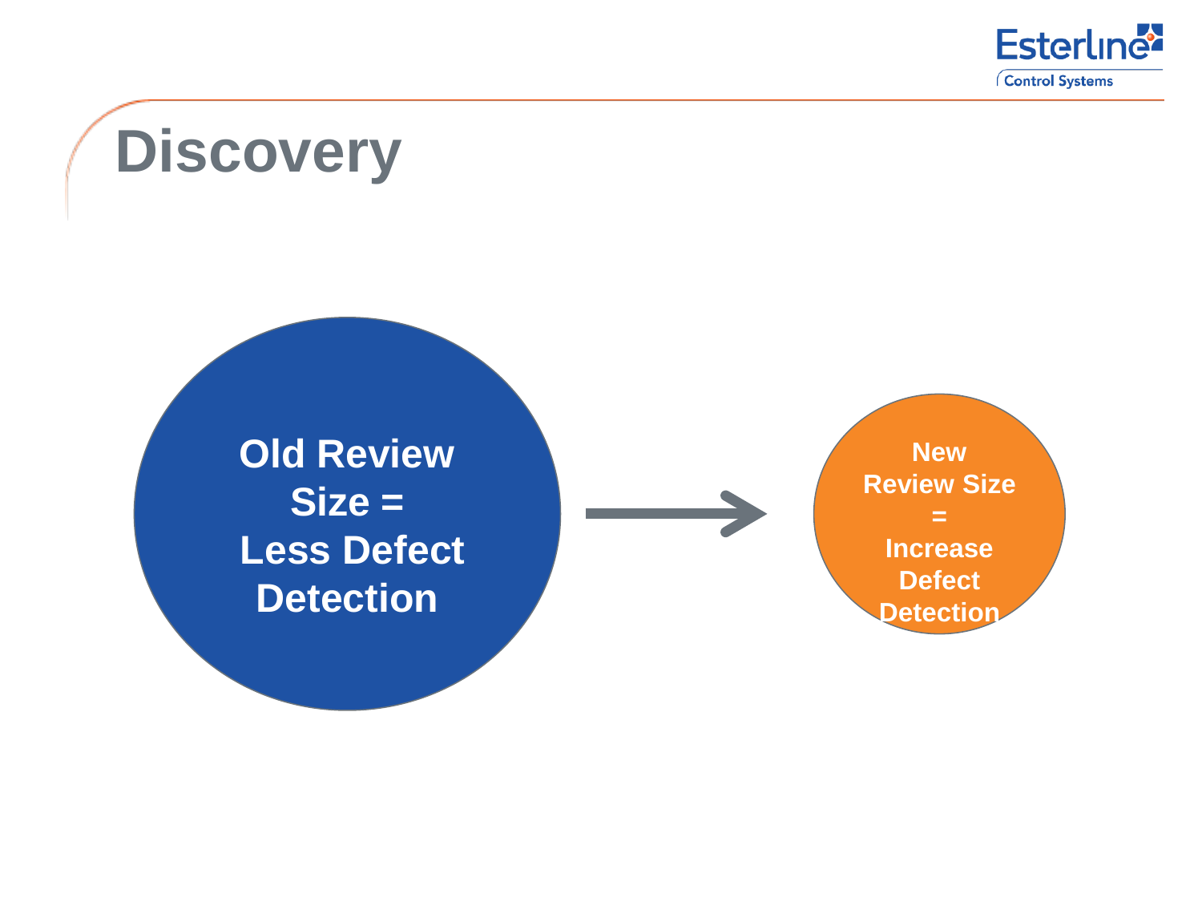# Discovery

Old Review Size = Less Defect Detection

New Review Size = Increase Defect Detection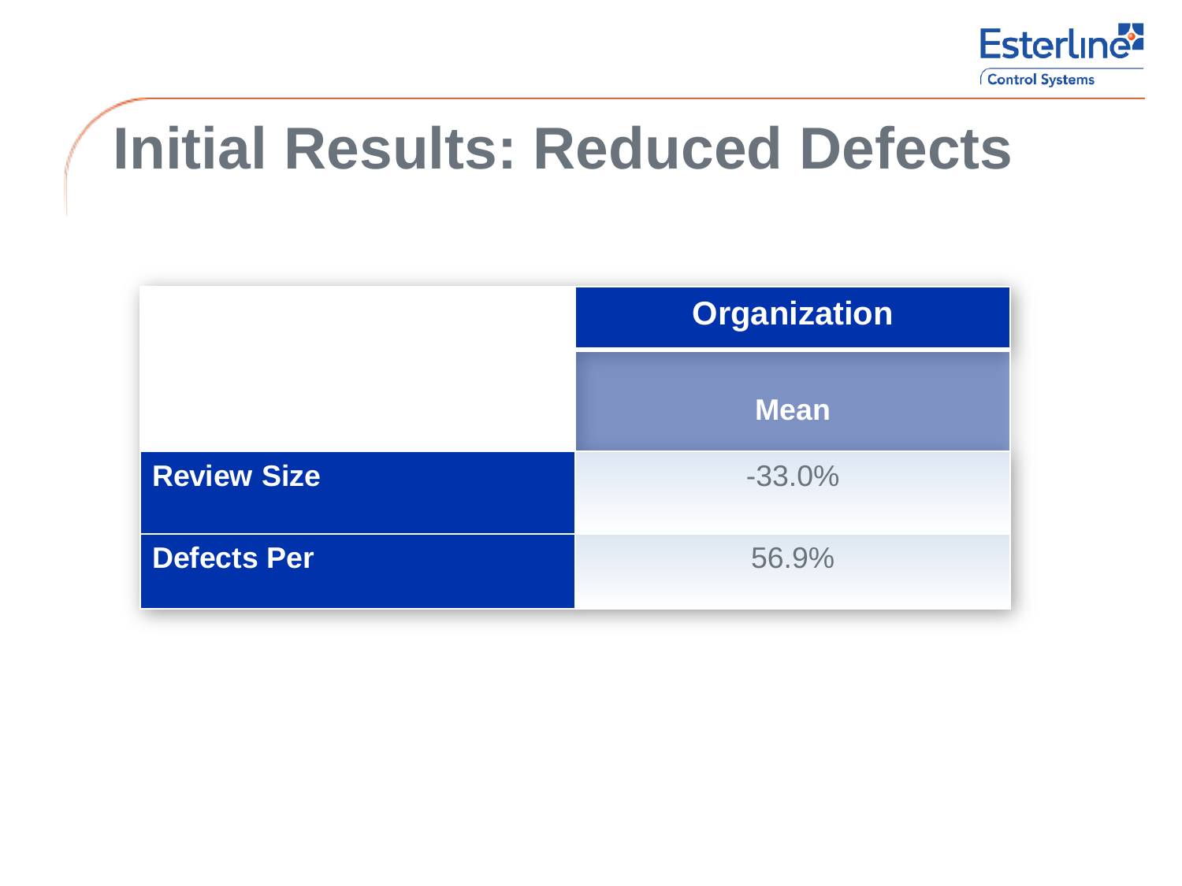# Initial Results: Reduced Defects

| | Organization |
|---|---|
| | Mean |
| **Review Size** | -33.0% |
| **Defects Per** | 56.9% |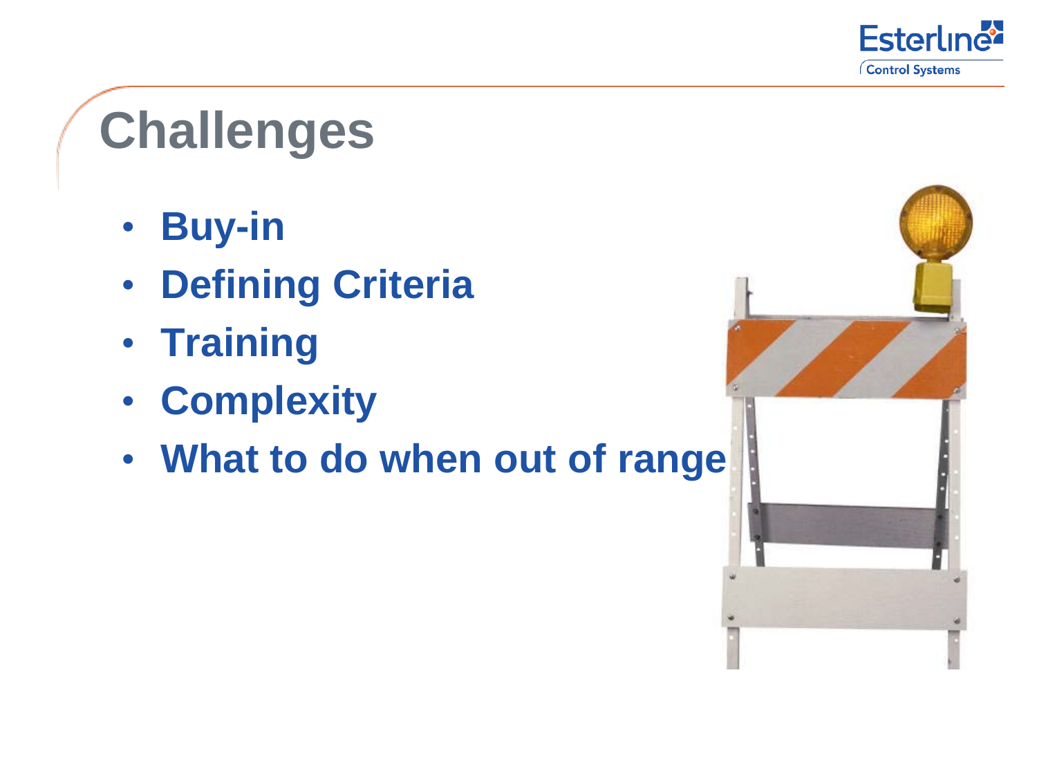# Challenges

- **Buy-in**
- **Defining Criteria**
- **Training**
- **Complexity**
- **What to do when out of range**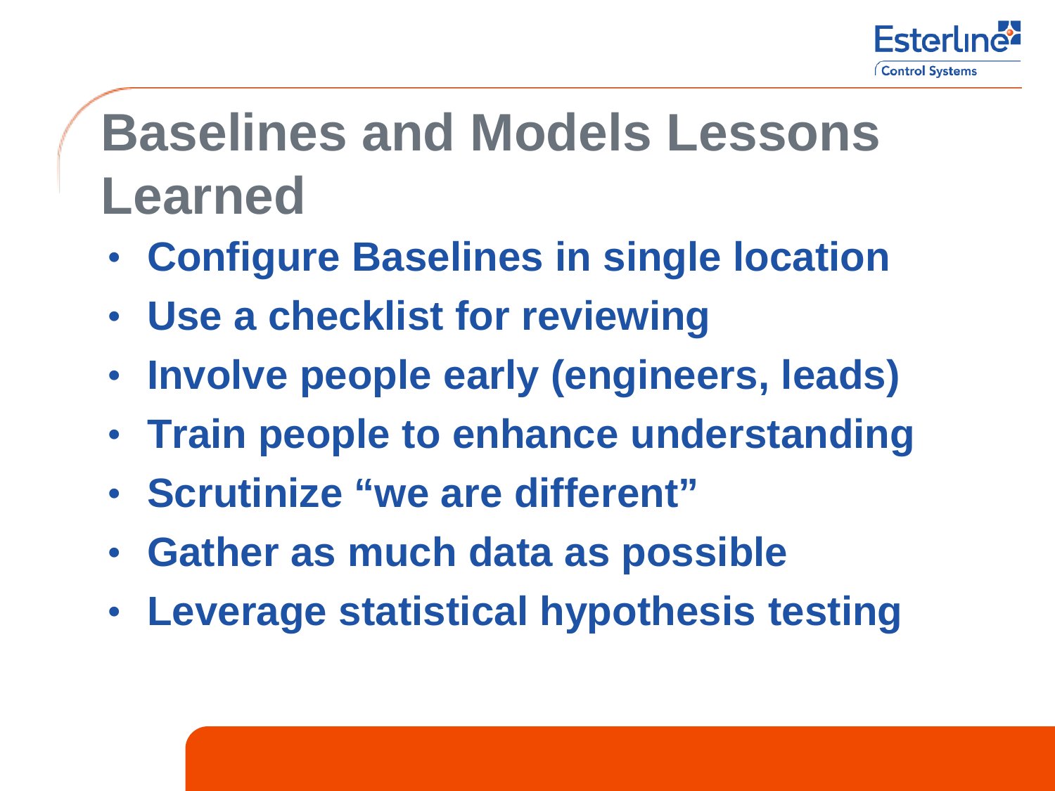# Baselines and Models Lessons Learned

- **Configure Baselines in single location**
- **Use a checklist for reviewing**
- **Involve people early (engineers, leads)**
- **Train people to enhance understanding**
- **Scrutinize "we are different"**
- **Gather as much data as possible**
- **Leverage statistical hypothesis testing**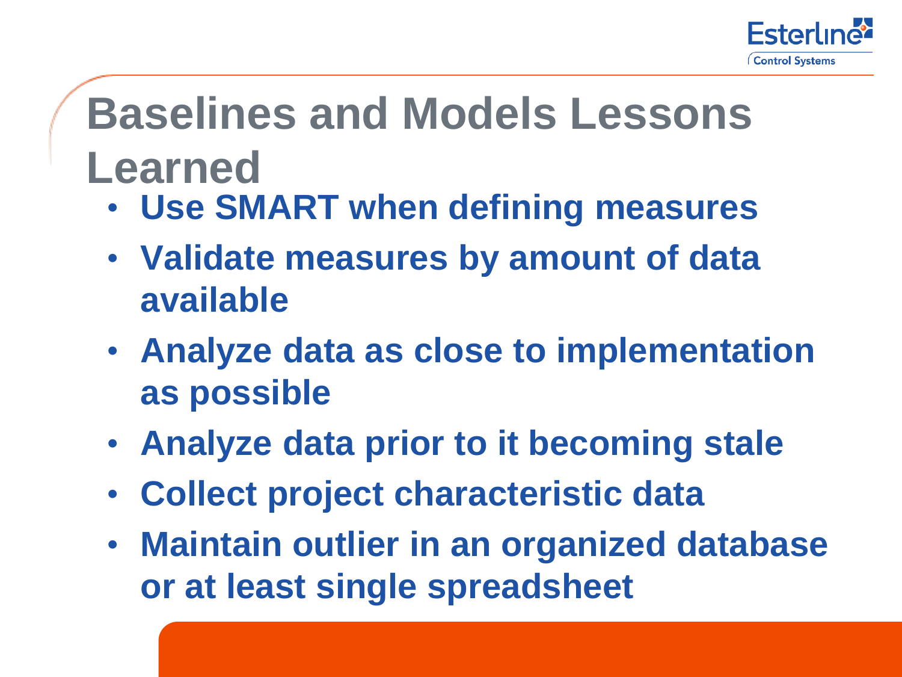# Baselines and Models Lessons Learned

- **Use SMART when defining measures**
- **Validate measures by amount of data available**
- **Analyze data as close to implementation as possible**
- **Analyze data prior to it becoming stale**
- **Collect project characteristic data**
- **Maintain outlier in an organized database or at least single spreadsheet**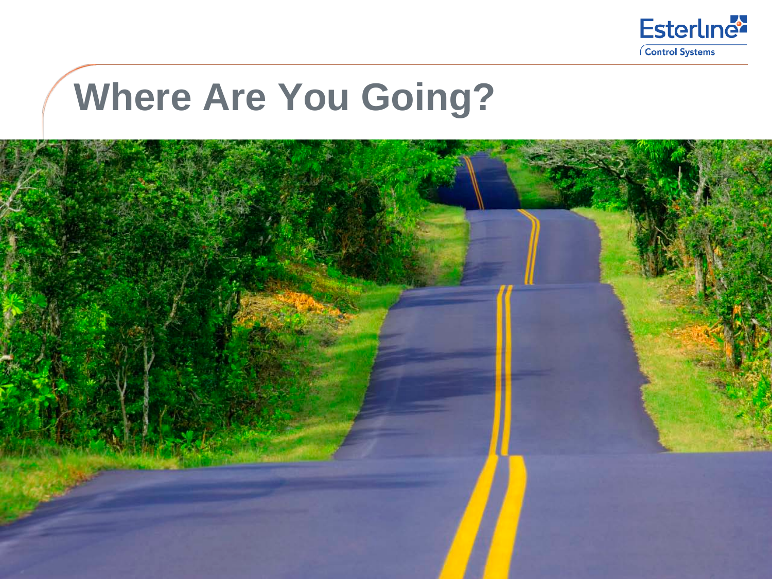# Where Are You Going?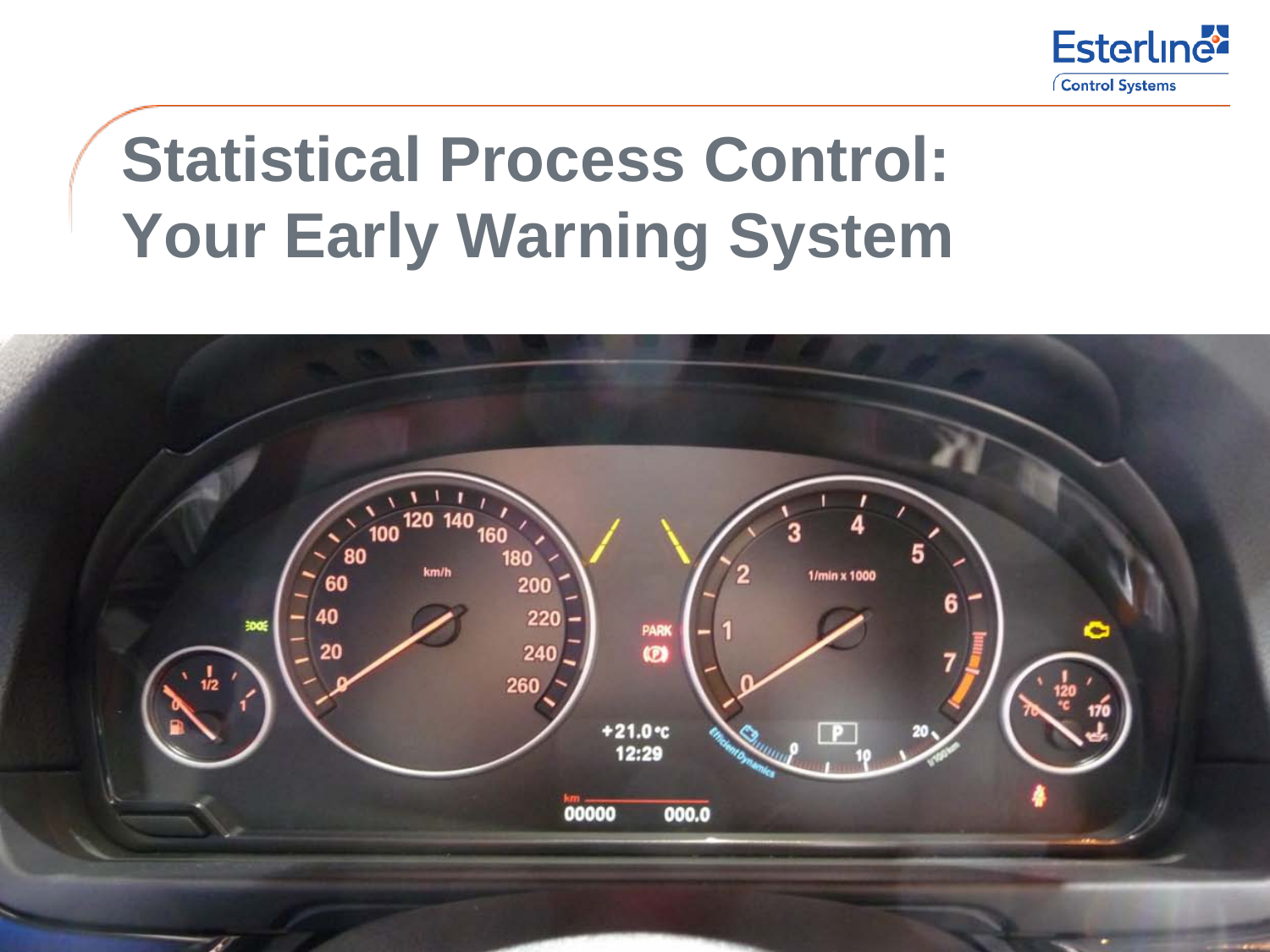# Statistical Process Control: Your Early Warning System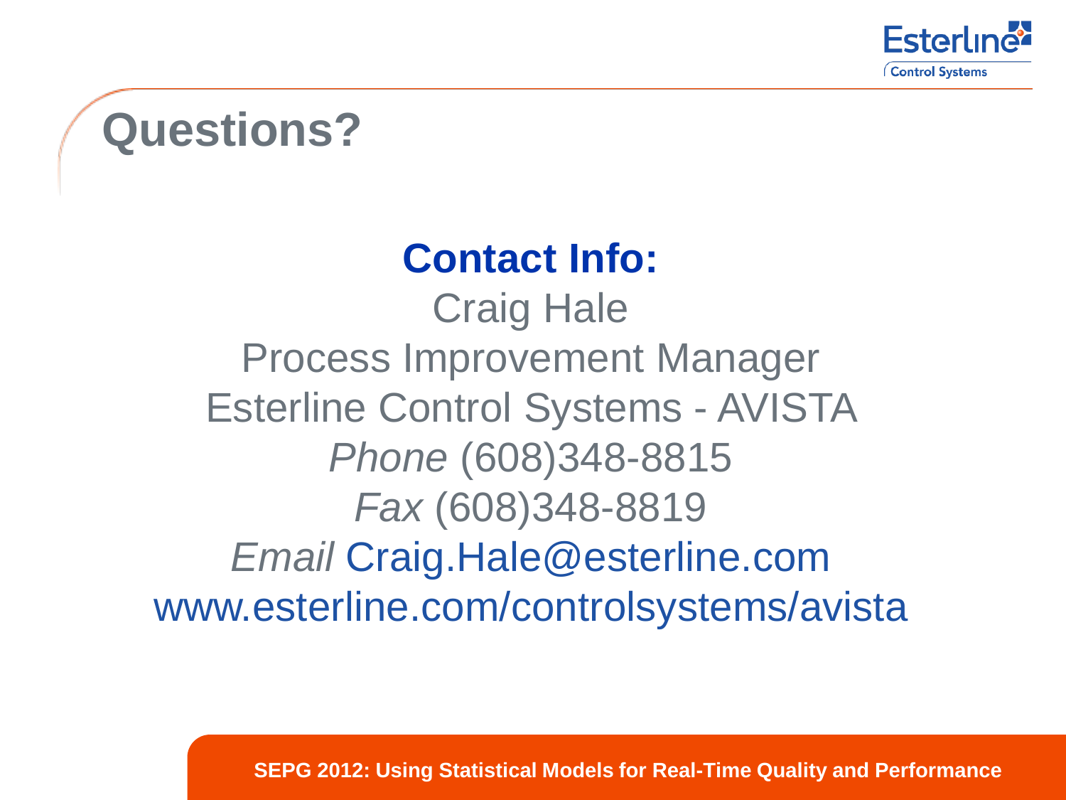# Questions?

**Contact Info:**

Craig Hale

Process Improvement Manager

Esterline Control Systems - AVISTA

*Phone* (608)348-8815

*Fax* (608)348-8819

*Email* Craig.Hale@esterline.com

www.esterline.com/controlsystems/avista